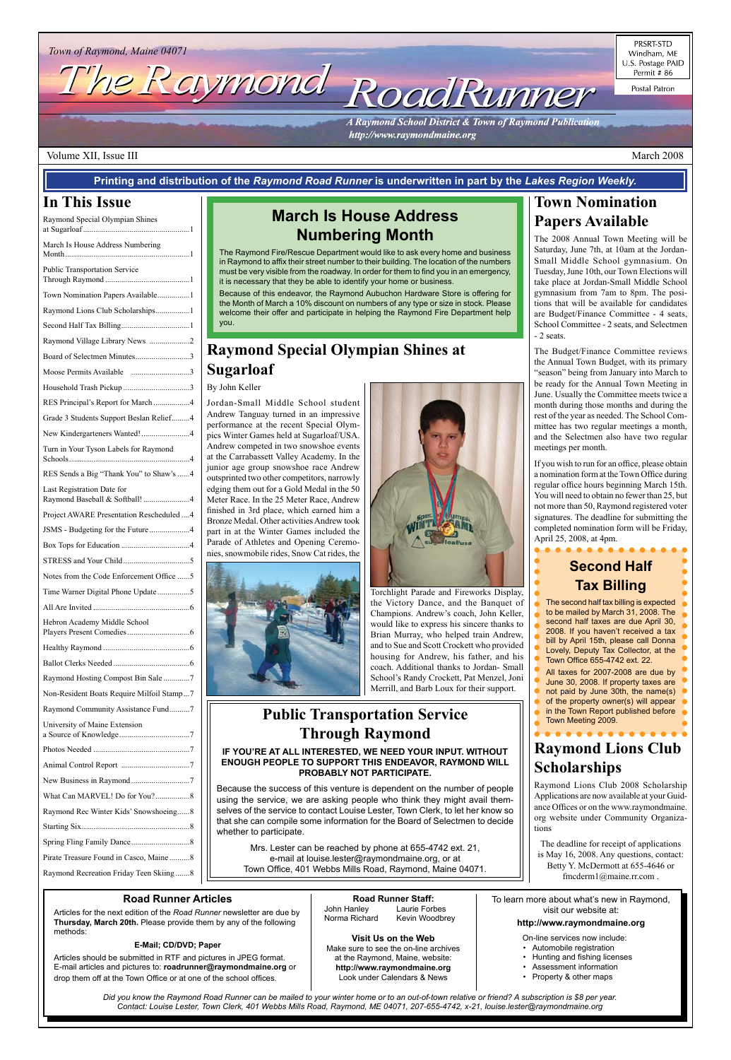Town of Raymond, Maine 04071

# The Raymond RoadRunner

*A Raymond School District & Town of Raymond Publication*
*http://www.raymondmaine.org*

PRSRT-STD
Windham, ME
U.S. Postage PAID
Permit # 86

Postal Patron

Volume XII, Issue III — March 2008

**Printing and distribution of the *Raymond Road Runner* is underwritten in part by the *Lakes Region Weekly.***

## In This Issue

- Raymond Special Olympian Shines at Sugarloaf ..... 1
- March Is House Address Numbering Month ..... 1
- Public Transportation Service Through Raymond ..... 1
- Town Nomination Papers Available ..... 1
- Raymond Lions Club Scholarships ..... 1
- Second Half Tax Billing ..... 1
- Raymond Village Library News ..... 2
- Board of Selectmen Minutes ..... 3
- Moose Permits Available ..... 3
- Household Trash Pickup ..... 3
- RES Principal's Report for March ..... 4
- Grade 3 Students Support Beslan Relief ..... 4
- New Kindergarteners Wanted! ..... 4
- Turn in Your Tyson Labels for Raymond Schools ..... 4
- RES Sends a Big "Thank You" to Shaw's ..... 4
- Last Registration Date for Raymond Baseball & Softball! ..... 4
- Project AWARE Presentation Rescheduled ..... 4
- JSMS - Budgeting for the Future ..... 4
- Box Tops for Education ..... 4
- STRESS and Your Child ..... 5
- Notes from the Code Enforcement Office ..... 5
- Time Warner Digital Phone Update ..... 5
- All Are Invited ..... 6
- Hebron Academy Middle School Players Present Comedies ..... 6
- Healthy Raymond ..... 6
- Ballot Clerks Needed ..... 6
- Raymond Hosting Compost Bin Sale ..... 7
- Non-Resident Boats Require Milfoil Stamp ..... 7
- Raymond Community Assistance Fund ..... 7
- University of Maine Extension a Source of Knowledge ..... 7
- Photos Needed ..... 7
- Animal Control Report ..... 7
- New Business in Raymond ..... 7
- What Can MARVEL! Do for You? ..... 8
- Raymond Rec Winter Kids' Snowshoeing ..... 8
- Starting Six ..... 8
- Spring Fling Family Dance ..... 8
- Pirate Treasure Found in Casco, Maine ..... 8
- Raymond Recreation Friday Teen Skiing ..... 8

## March Is House Address Numbering Month

The Raymond Fire/Rescue Department would like to ask every home and business in Raymond to affix their street number to their building. The location of the numbers must be very visible from the roadway. In order for them to find you in an emergency, it is necessary that they be able to identify your home or business.

Because of this endeavor, the Raymond Aubuchon Hardware Store is offering for the Month of March a 10% discount on numbers of any type or size in stock. Please welcome their offer and participate in helping the Raymond Fire Department help you.

## Raymond Special Olympian Shines at Sugarloaf

By John Keller

Jordan-Small Middle School student Andrew Tanguay turned in an impressive performance at the recent Special Olympics Winter Games held at Sugarloaf/USA. Andrew competed in two snowshoe events at the Carrabassett Valley Academy. In the junior age group snowshoe race Andrew outsprinted two other competitors, narrowly edging them out for a Gold Medal in the 50 Meter Race. In the 25 Meter Race, Andrew finished in 3rd place, which earned him a Bronze Medal. Other activities Andrew took part in at the Winter Games included the Parade of Athletes and Opening Ceremonies, snowmobile rides, Snow Cat rides, the Torchlight Parade and Fireworks Display, the Victory Dance, and the Banquet of Champions. Andrew's coach, John Keller, would like to express his sincere thanks to Brian Murray, who helped train Andrew, and to Sue and Scott Crockett who provided housing for Andrew, his father, and his coach. Additional thanks to Jordan- Small Middle School's Randy Crockett, Pat Menzel, Joni Merrill, and Barb Loux for their support.

## Public Transportation Service Through Raymond

**IF YOU'RE AT ALL INTERESTED, WE NEED YOUR INPUT. WITHOUT ENOUGH PEOPLE TO SUPPORT THIS ENDEAVOR, RAYMOND WILL PROBABLY NOT PARTICIPATE.**

Because the success of this venture is dependent on the number of people using the service, we are asking people who think they might avail themselves of the service to contact Louise Lester, Town Clerk, to let her know so that she can compile some information for the Board of Selectmen to decide whether to participate.

Mrs. Lester can be reached by phone at 655-4742 ext. 21, e-mail at louise.lester@raymondmaine.org, or at Town Office, 401 Webbs Mills Road, Raymond, Maine 04071.

## Town Nomination Papers Available

The 2008 Annual Town Meeting will be Saturday, June 7th, at 10am at the Jordan-Small Middle School gymnasium. On Tuesday, June 10th, our Town Elections will take place at Jordan-Small Middle School gymnasium from 7am to 8pm. The positions that will be available for candidates are Budget/Finance Committee - 4 seats, School Committee - 2 seats, and Selectmen - 2 seats.

The Budget/Finance Committee reviews the Annual Town Budget, with its primary "season" being from January into March to be ready for the Annual Town Meeting in June. Usually the Committee meets twice a month during those months and during the rest of the year as needed. The School Committee has two regular meetings a month, and the Selectmen also have two regular meetings per month.

If you wish to run for an office, please obtain a nomination form at the Town Office during regular office hours beginning March 15th. You will need to obtain no fewer than 25, but not more than 50, Raymond registered voter signatures. The deadline for submitting the completed nomination form will be Friday, April 25, 2008, at 4pm.

## Second Half Tax Billing

The second half tax billing is expected to be mailed by March 31, 2008. The second half taxes are due April 30, 2008. If you haven't received a tax bill by April 15th, please call Donna Lovely, Deputy Tax Collector, at the Town Office 655-4742 ext. 22.

All taxes for 2007-2008 are due by June 30, 2008. If property taxes are not paid by June 30th, the name(s) of the property owner(s) will appear in the Town Report published before Town Meeting 2009.

## Raymond Lions Club Scholarships

Raymond Lions Club 2008 Scholarship Applications are now available at your Guidance Offices or on the www.raymondmaine.org website under Community Organizations

The deadline for receipt of applications is May 16, 2008. Any questions, contact: Betty Y. McDermott at 655-4646 or fmcderm1@maine.rr.com .

### Road Runner Articles

Articles for the next edition of the *Road Runner* newsletter are due by **Thursday, March 20th.** Please provide them by any of the following methods:

**E-Mail; CD/DVD; Paper**

Articles should be submitted in RTF and pictures in JPEG format. E-mail articles and pictures to: **roadrunner@raymondmaine.org** or drop them off at the Town Office or at one of the school offices.

### Road Runner Staff:

John Hanley, Laurie Forbes, Norma Richard, Kevin Woodbrey

### Visit Us on the Web

Make sure to see the on-line archives at the Raymond, Maine, website: **http://www.raymondmaine.org** Look under Calendars & News

To learn more about what's new in Raymond, visit our website at:

**http://www.raymondmaine.org**

On-line services now include:
- Automobile registration
- Hunting and fishing licenses
- Assessment information
- Property & other maps

*Did you know the Raymond Road Runner can be mailed to your winter home or to an out-of-town relative or friend? A subscription is $8 per year. Contact: Louise Lester, Town Clerk, 401 Webbs Mills Road, Raymond, ME 04071, 207-655-4742, x-21, louise.lester@raymondmaine.org*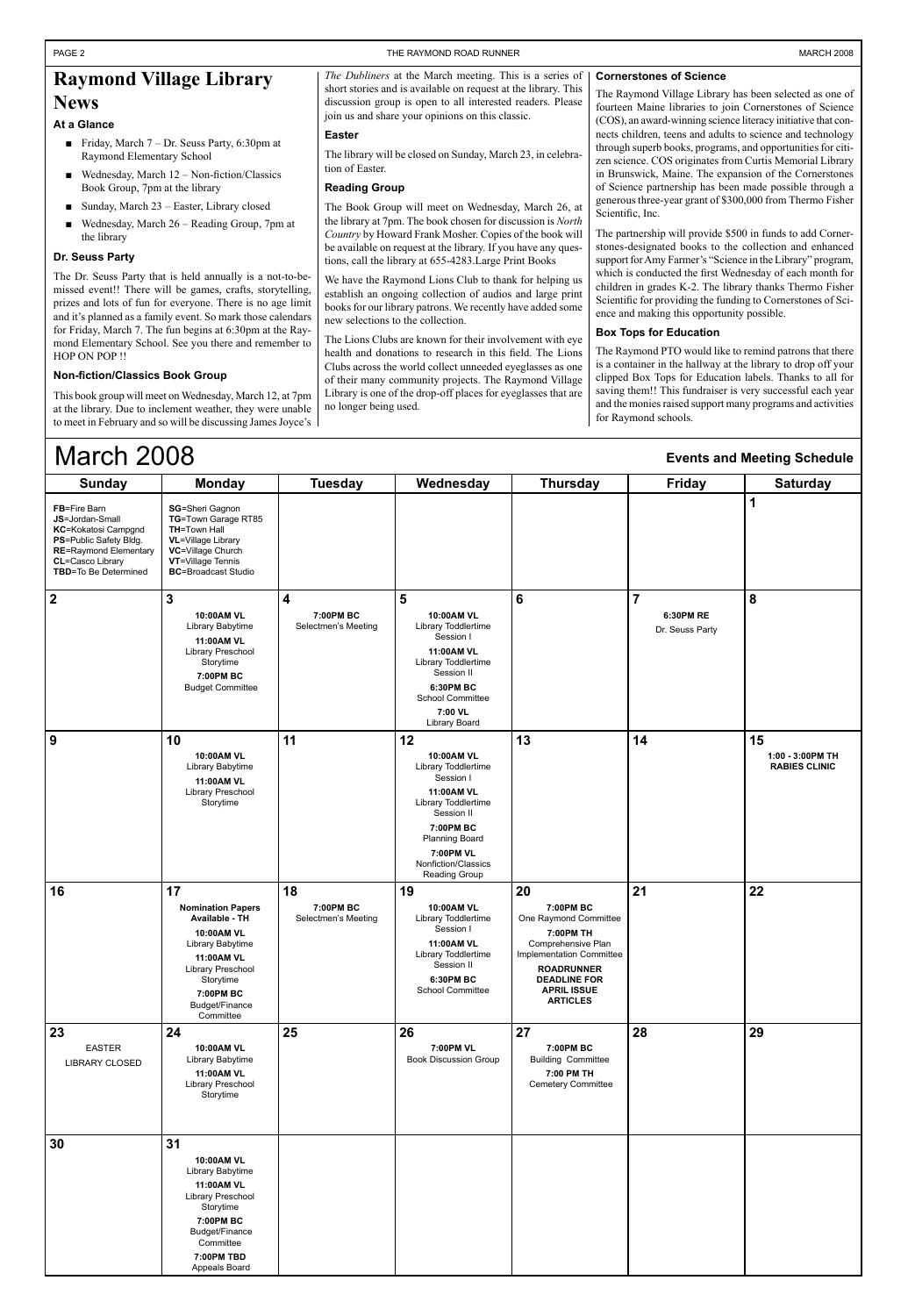# Raymond Village Library News

### At a Glance

- Friday, March 7 – Dr. Seuss Party, 6:30pm at Raymond Elementary School
- Wednesday, March 12 – Non-fiction/Classics Book Group, 7pm at the library
- Sunday, March 23 – Easter, Library closed
- Wednesday, March 26 – Reading Group, 7pm at the library

### Dr. Seuss Party

The Dr. Seuss Party that is held annually is a not-to-be-missed event!! There will be games, crafts, storytelling, prizes and lots of fun for everyone. There is no age limit and it's planned as a family event. So mark those calendars for Friday, March 7. The fun begins at 6:30pm at the Raymond Elementary School. See you there and remember to HOP ON POP !!

### Non-fiction/Classics Book Group

This book group will meet on Wednesday, March 12, at 7pm at the library. Due to inclement weather, they were unable to meet in February and so will be discussing James Joyce's *The Dubliners* at the March meeting. This is a series of short stories and is available on request at the library. This discussion group is open to all interested readers. Please join us and share your opinions on this classic.

### Easter

The library will be closed on Sunday, March 23, in celebration of Easter.

### Reading Group

The Book Group will meet on Wednesday, March 26, at the library at 7pm. The book chosen for discussion is *North Country* by Howard Frank Mosher. Copies of the book will be available on request at the library. If you have any questions, call the library at 655-4283.Large Print Books

We have the Raymond Lions Club to thank for helping us establish an ongoing collection of audios and large print books for our library patrons. We recently have added some new selections to the collection.

The Lions Clubs are known for their involvement with eye health and donations to research in this field. The Lions Clubs across the world collect unneeded eyeglasses as one of their many community projects. The Raymond Village Library is one of the drop-off places for eyeglasses that are no longer being used.

### Cornerstones of Science

The Raymond Village Library has been selected as one of fourteen Maine libraries to join Cornerstones of Science (COS), an award-winning science literacy initiative that connects children, teens and adults to science and technology through superb books, programs, and opportunities for citizen science. COS originates from Curtis Memorial Library in Brunswick, Maine. The expansion of the Cornerstones of Science partnership has been made possible through a generous three-year grant of $300,000 from Thermo Fisher Scientific, Inc.

The partnership will provide $500 in funds to add Cornerstones-designated books to the collection and enhanced support for Amy Farmer's "Science in the Library" program, which is conducted the first Wednesday of each month for children in grades K-2. The library thanks Thermo Fisher Scientific for providing the funding to Cornerstones of Science and making this opportunity possible.

### Box Tops for Education

The Raymond PTO would like to remind patrons that there is a container in the hallway at the library to drop off your clipped Box Tops for Education labels. Thanks to all for saving them!! This fundraiser is very successful each year and the monies raised support many programs and activities for Raymond schools.

# March 2008

**Events and Meeting Schedule**

| Sunday | Monday | Tuesday | Wednesday | Thursday | Friday | Saturday |
|---|---|---|---|---|---|---|
| **FB**=Fire Barn<br>**JS**=Jordan-Small<br>**KC**=Kokatosi Campgnd<br>**PS**=Public Safety Bldg.<br>**RE**=Raymond Elementary<br>**CL**=Casco Library<br>**TBD**=To Be Determined | **SG**=Sheri Gagnon<br>**TG**=Town Garage RT85<br>**TH**=Town Hall<br>**VL**=Village Library<br>**VC**=Village Church<br>**VT**=Village Tennis<br>**BC**=Broadcast Studio | | | | | **1** |
| **2** | **3**<br>**10:00AM VL** Library Babytime<br>**11:00AM VL** Library Preschool Storytime<br>**7:00PM BC** Budget Committee | **4**<br>**7:00PM BC** Selectmen's Meeting | **5**<br>**10:00AM VL** Library Toddlertime Session I<br>**11:00AM VL** Library Toddlertime Session II<br>**6:30PM BC** School Committee<br>**7:00 VL** Library Board | **6** | **7**<br>**6:30PM RE** Dr. Seuss Party | **8** |
| **9** | **10**<br>**10:00AM VL** Library Babytime<br>**11:00AM VL** Library Preschool Storytime | **11** | **12**<br>**10:00AM VL** Library Toddlertime Session I<br>**11:00AM VL** Library Toddlertime Session II<br>**7:00PM BC** Planning Board<br>**7:00PM VL** Nonfiction/Classics Reading Group | **13** | **14** | **15**<br>**1:00 - 3:00PM TH RABIES CLINIC** |
| **16** | **17**<br>**Nomination Papers Available - TH**<br>**10:00AM VL** Library Babytime<br>**11:00AM VL** Library Preschool Storytime<br>**7:00PM BC** Budget/Finance Committee | **18**<br>**7:00PM BC** Selectmen's Meeting | **19**<br>**10:00AM VL** Library Toddlertime Session I<br>**11:00AM VL** Library Toddlertime Session II<br>**6:30PM BC** School Committee | **20**<br>**7:00PM BC** One Raymond Committee<br>**7:00PM TH** Comprehensive Plan Implementation Committee<br>**ROADRUNNER DEADLINE FOR APRIL ISSUE ARTICLES** | **21** | **22** |
| **23**<br>EASTER<br>LIBRARY CLOSED | **24**<br>**10:00AM VL** Library Babytime<br>**11:00AM VL** Library Preschool Storytime | **25** | **26**<br>**7:00PM VL** Book Discussion Group | **27**<br>**7:00PM BC** Building Committee<br>**7:00 PM TH** Cemetery Committee | **28** | **29** |
| **30** | **31**<br>**10:00AM VL** Library Babytime<br>**11:00AM VL** Library Preschool Storytime<br>**7:00PM BC** Budget/Finance Committee<br>**7:00PM TBD** Appeals Board | | | | | |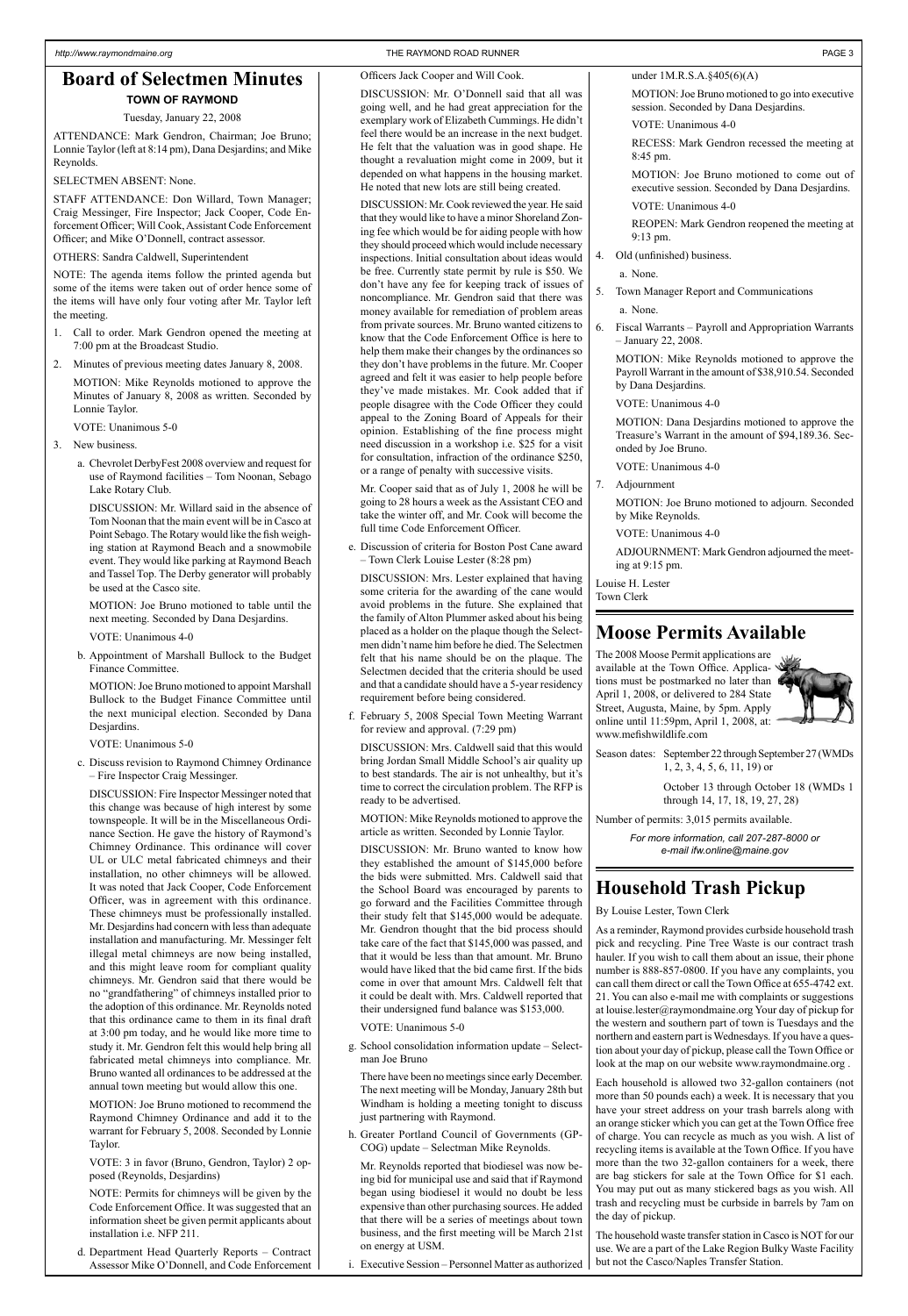# Board of Selectmen Minutes

**TOWN OF RAYMOND**

Tuesday, January 22, 2008

ATTENDANCE: Mark Gendron, Chairman; Joe Bruno; Lonnie Taylor (left at 8:14 pm), Dana Desjardins; and Mike Reynolds.

SELECTMEN ABSENT: None.

STAFF ATTENDANCE: Don Willard, Town Manager; Craig Messinger, Fire Inspector; Jack Cooper, Code Enforcement Officer; Will Cook, Assistant Code Enforcement Officer; and Mike O'Donnell, contract assessor.

OTHERS: Sandra Caldwell, Superintendent

NOTE: The agenda items follow the printed agenda but some of the items were taken out of order hence some of the items will have only four voting after Mr. Taylor left the meeting.

1. Call to order. Mark Gendron opened the meeting at 7:00 pm at the Broadcast Studio.
2. Minutes of previous meeting dates January 8, 2008.

   MOTION: Mike Reynolds motioned to approve the Minutes of January 8, 2008 as written. Seconded by Lonnie Taylor.

   VOTE: Unanimous 5-0
3. New business.

   a. Chevrolet DerbyFest 2008 overview and request for use of Raymond facilities – Tom Noonan, Sebago Lake Rotary Club.

   DISCUSSION: Mr. Willard said in the absence of Tom Noonan that the main event will be in Casco at Point Sebago. The Rotary would like the fish weighing station at Raymond Beach and a snowmobile event. They would like parking at Raymond Beach and Tassel Top. The Derby generator will probably be used at the Casco site.

   MOTION: Joe Bruno motioned to table until the next meeting. Seconded by Dana Desjardins.

   VOTE: Unanimous 4-0

   b. Appointment of Marshall Bullock to the Budget Finance Committee.

   MOTION: Joe Bruno motioned to appoint Marshall Bullock to the Budget Finance Committee until the next municipal election. Seconded by Dana Desjardins.

   VOTE: Unanimous 5-0

   c. Discuss revision to Raymond Chimney Ordinance – Fire Inspector Craig Messinger.

   DISCUSSION: Fire Inspector Messinger noted that this change was because of high interest by some townspeople. It will be in the Miscellaneous Ordinance Section. He gave the history of Raymond's Chimney Ordinance. This ordinance will cover UL or ULC metal fabricated chimneys and their installation, no other chimneys will be allowed. It was noted that Jack Cooper, Code Enforcement Officer, was in agreement with this ordinance. These chimneys must be professionally installed. Mr. Desjardins had concern with less than adequate installation and manufacturing. Mr. Messinger felt illegal metal chimneys are now being installed, and this might leave room for compliant quality chimneys. Mr. Gendron said that there would be no "grandfathering" of chimneys installed prior to the adoption of this ordinance. Mr. Reynolds noted that this ordinance came to them in its final draft at 3:00 pm today, and he would like more time to study it. Mr. Gendron felt this would help bring all fabricated metal chimneys into compliance. Mr. Bruno wanted all ordinances to be addressed at the annual town meeting but would allow this one.

   MOTION: Joe Bruno motioned to recommend the Raymond Chimney Ordinance and add it to the warrant for February 5, 2008. Seconded by Lonnie Taylor.

   VOTE: 3 in favor (Bruno, Gendron, Taylor) 2 opposed (Reynolds, Desjardins)

   NOTE: Permits for chimneys will be given by the Code Enforcement Office. It was suggested that an information sheet be given permit applicants about installation i.e. NFP 211.

   d. Department Head Quarterly Reports – Contract Assessor Mike O'Donnell, and Code Enforcement Officers Jack Cooper and Will Cook.

   DISCUSSION: Mr. O'Donnell said that all was going well, and he had great appreciation for the exemplary work of Elizabeth Cummings. He didn't feel there would be an increase in the next budget. He felt that the valuation was in good shape. He thought a revaluation might come in 2009, but it depended on what happens in the housing market. He noted that new lots are still being created.

   DISCUSSION: Mr. Cook reviewed the year. He said that they would like to have a minor Shoreland Zoning fee which would be for aiding people with how they should proceed which would include necessary inspections. Initial consultation about ideas would be free. Currently state permit by rule is $50. We don't have any fee for keeping track of issues of noncompliance. Mr. Gendron said that there was money available for remediation of problem areas from private sources. Mr. Bruno wanted citizens to know that the Code Enforcement Office is here to help them make their changes by the ordinances so they don't have problems in the future. Mr. Cooper agreed and felt it was easier to help people before they've made mistakes. Mr. Cook added that if people disagree with the Code Officer they could appeal to the Zoning Board of Appeals for their opinion. Establishing of the fine process might need discussion in a workshop i.e. $25 for a visit for consultation, infraction of the ordinance $250, or a range of penalty with successive visits.

   Mr. Cooper said that as of July 1, 2008 he will be going to 28 hours a week as the Assistant CEO and take the winter off, and Mr. Cook will become the full time Code Enforcement Officer.

   e. Discussion of criteria for Boston Post Cane award – Town Clerk Louise Lester (8:28 pm)

   DISCUSSION: Mrs. Lester explained that having some criteria for the awarding of the cane would avoid problems in the future. She explained that the family of Alton Plummer asked about his being placed as a holder on the plaque though the Selectmen didn't name him before he died. The Selectmen felt that his name should be on the plaque. The Selectmen decided that the criteria should be used and that a candidate should have a 5-year residency requirement before being considered.

   f. February 5, 2008 Special Town Meeting Warrant for review and approval. (7:29 pm)

   DISCUSSION: Mrs. Caldwell said that this would bring Jordan Small Middle School's air quality up to best standards. The air is not unhealthy, but it's time to correct the circulation problem. The RFP is ready to be advertised.

   MOTION: Mike Reynolds motioned to approve the article as written. Seconded by Lonnie Taylor.

   DISCUSSION: Mr. Bruno wanted to know how they established the amount of $145,000 before the bids were submitted. Mrs. Caldwell said that the School Board was encouraged by parents to go forward and the Facilities Committee through their study felt that $145,000 would be adequate. Mr. Gendron thought that the bid process should take care of the fact that $145,000 was passed, and that it would be less than that amount. Mr. Bruno would have liked that the bid came first. If the bids come in over that amount Mrs. Caldwell felt that it could be dealt with. Mrs. Caldwell reported that their undesignated fund balance was $153,000.

   VOTE: Unanimous 5-0

   g. School consolidation information update – Selectman Joe Bruno

   There have been no meetings since early December. The next meeting will be Monday, January 28th but Windham is holding a meeting tonight to discuss just partnering with Raymond.

   h. Greater Portland Council of Governments (GPCOG) update – Selectman Mike Reynolds.

   Mr. Reynolds reported that biodiesel was now being bid for municipal use and said that if Raymond began using biodiesel it would no doubt be less expensive than other purchasing sources. He added that there will be a series of meetings about town business, and the first meeting will be March 21st on energy at USM.

   i. Executive Session – Personnel Matter as authorized under 1M.R.S.A.§405(6)(A)

   MOTION: Joe Bruno motioned to go into executive session. Seconded by Dana Desjardins.

   VOTE: Unanimous 4-0

   RECESS: Mark Gendron recessed the meeting at 8:45 pm.

   MOTION: Joe Bruno motioned to come out of executive session. Seconded by Dana Desjardins.

   VOTE: Unanimous 4-0

   REOPEN: Mark Gendron reopened the meeting at 9:13 pm.
4. Old (unfinished) business.

   a. None.
5. Town Manager Report and Communications

   a. None.
6. Fiscal Warrants – Payroll and Appropriation Warrants – January 22, 2008.

   MOTION: Mike Reynolds motioned to approve the Payroll Warrant in the amount of $38,910.54. Seconded by Dana Desjardins.

   VOTE: Unanimous 4-0

   MOTION: Dana Desjardins motioned to approve the Treasure's Warrant in the amount of $94,189.36. Seconded by Joe Bruno.

   VOTE: Unanimous 4-0
7. Adjournment

   MOTION: Joe Bruno motioned to adjourn. Seconded by Mike Reynolds.

   VOTE: Unanimous 4-0

   ADJOURNMENT: Mark Gendron adjourned the meeting at 9:15 pm.

Louise H. Lester
Town Clerk

# Moose Permits Available

The 2008 Moose Permit applications are available at the Town Office. Applications must be postmarked no later than April 1, 2008, or delivered to 284 State Street, Augusta, Maine, by 5pm. Apply online until 11:59pm, April 1, 2008, at: www.mefishwildlife.com

Season dates: September 22 through September 27 (WMDs 1, 2, 3, 4, 5, 6, 11, 19) or

October 13 through October 18 (WMDs 1 through 14, 17, 18, 19, 27, 28)

Number of permits: 3,015 permits available.

*For more information, call 207-287-8000 or e-mail ifw.online@maine.gov*

# Household Trash Pickup

By Louise Lester, Town Clerk

As a reminder, Raymond provides curbside household trash pick and recycling. Pine Tree Waste is our contract trash hauler. If you wish to call them about an issue, their phone number is 888-857-0800. If you have any complaints, you can call them direct or call the Town Office at 655-4742 ext. 21. You can also e-mail me with complaints or suggestions at louise.lester@raymondmaine.org Your day of pickup for the western and southern part of town is Tuesdays and the northern and eastern part is Wednesdays. If you have a question about your day of pickup, please call the Town Office or look at the map on our website www.raymondmaine.org .

Each household is allowed two 32-gallon containers (not more than 50 pounds each) a week. It is necessary that you have your street address on your trash barrels along with an orange sticker which you can get at the Town Office free of charge. You can recycle as much as you wish. A list of recycling items is available at the Town Office. If you have more than the two 32-gallon containers for a week, there are bag stickers for sale at the Town Office for $1 each. You may put out as many stickered bags as you wish. All trash and recycling must be curbside in barrels by 7am on the day of pickup.

The household waste transfer station in Casco is NOT for our use. We are a part of the Lake Region Bulky Waste Facility but not the Casco/Naples Transfer Station.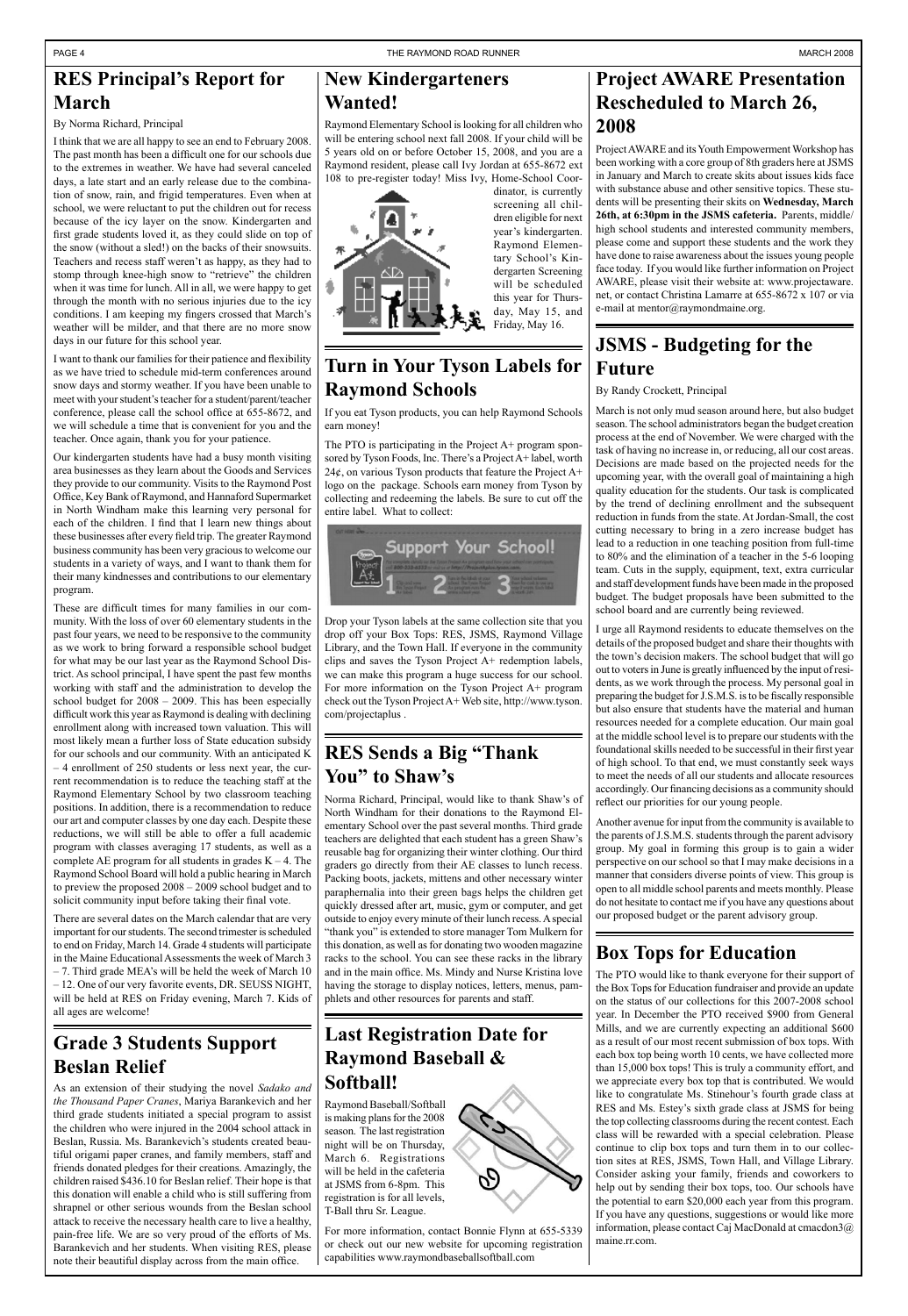## RES Principal's Report for March

By Norma Richard, Principal

I think that we are all happy to see an end to February 2008. The past month has been a difficult one for our schools due to the extremes in weather. We have had several canceled days, a late start and an early release due to the combination of snow, rain, and frigid temperatures. Even when at school, we were reluctant to put the children out for recess because of the icy layer on the snow. Kindergarten and first grade students loved it, as they could slide on top of the snow (without a sled!) on the backs of their snowsuits. Teachers and recess staff weren't as happy, as they had to stomp through knee-high snow to "retrieve" the children when it was time for lunch. All in all, we were happy to get through the month with no serious injuries due to the icy conditions. I am keeping my fingers crossed that March's weather will be milder, and that there are no more snow days in our future for this school year.

I want to thank our families for their patience and flexibility as we have tried to schedule mid-term conferences around snow days and stormy weather. If you have been unable to meet with your student's teacher for a student/parent/teacher conference, please call the school office at 655-8672, and we will schedule a time that is convenient for you and the teacher. Once again, thank you for your patience.

Our kindergarten students have had a busy month visiting area businesses as they learn about the Goods and Services they provide to our community. Visits to the Raymond Post Office, Key Bank of Raymond, and Hannaford Supermarket in North Windham make this learning very personal for each of the children. I find that I learn new things about these businesses after every field trip. The greater Raymond business community has been very gracious to welcome our students in a variety of ways, and I want to thank them for their many kindnesses and contributions to our elementary program.

These are difficult times for many families in our community. With the loss of over 60 elementary students in the past four years, we need to be responsive to the community as we work to bring forward a responsible school budget for what may be our last year as the Raymond School District. As school principal, I have spent the past few months working with staff and the administration to develop the school budget for 2008 – 2009. This has been especially difficult work this year as Raymond is dealing with declining enrollment along with increased town valuation. This will most likely mean a further loss of State education subsidy for our schools and our community. With an anticipated K – 4 enrollment of 250 students or less next year, the current recommendation is to reduce the teaching staff at the Raymond Elementary School by two classroom teaching positions. In addition, there is a recommendation to reduce our art and computer classes by one day each. Despite these reductions, we will still be able to offer a full academic program with classes averaging 17 students, as well as a complete AE program for all students in grades K – 4. The Raymond School Board will hold a public hearing in March to preview the proposed 2008 – 2009 school budget and to solicit community input before taking their final vote.

There are several dates on the March calendar that are very important for our students. The second trimester is scheduled to end on Friday, March 14. Grade 4 students will participate in the Maine Educational Assessments the week of March 3 – 7. Third grade MEA's will be held the week of March 10 – 12. One of our very favorite events, DR. SEUSS NIGHT, will be held at RES on Friday evening, March 7. Kids of all ages are welcome!

## Grade 3 Students Support Beslan Relief

As an extension of their studying the novel *Sadako and the Thousand Paper Cranes*, Mariya Barankevich and her third grade students initiated a special program to assist the children who were injured in the 2004 school attack in Beslan, Russia. Ms. Barankevich's students created beautiful origami paper cranes, and family members, staff and friends donated pledges for their creations. Amazingly, the children raised $436.10 for Beslan relief. Their hope is that this donation will enable a child who is still suffering from shrapnel or other serious wounds from the Beslan school attack to receive the necessary health care to live a healthy, pain-free life. We are so very proud of the efforts of Ms. Barankevich and her students. When visiting RES, please note their beautiful display across from the main office.

## New Kindergarteners Wanted!

Raymond Elementary School is looking for all children who will be entering school next fall 2008. If your child will be 5 years old on or before October 15, 2008, and you are a Raymond resident, please call Ivy Jordan at 655-8672 ext 108 to pre-register today! Miss Ivy, Home-School Coordinator, is currently screening all children eligible for next year's kindergarten. Raymond Elementary School's Kindergarten Screening will be scheduled this year for Thursday, May 15, and Friday, May 16.

## Turn in Your Tyson Labels for Raymond Schools

If you eat Tyson products, you can help Raymond Schools earn money!

The PTO is participating in the Project A+ program sponsored by Tyson Foods, Inc. There's a Project A+ label, worth 24¢, on various Tyson products that feature the Project A+ logo on the package. Schools earn money from Tyson by collecting and redeeming the labels. Be sure to cut off the entire label. What to collect:

Drop your Tyson labels at the same collection site that you drop off your Box Tops: RES, JSMS, Raymond Village Library, and the Town Hall. If everyone in the community clips and saves the Tyson Project A+ redemption labels, we can make this program a huge success for our school. For more information on the Tyson Project A+ program check out the Tyson Project A+ Web site, http://www.tyson.com/projectaplus .

## RES Sends a Big "Thank You" to Shaw's

Norma Richard, Principal, would like to thank Shaw's of North Windham for their donations to the Raymond Elementary School over the past several months. Third grade teachers are delighted that each student has a green Shaw's reusable bag for organizing their winter clothing. Our third graders go directly from their AE classes to lunch recess. Packing boots, jackets, mittens and other necessary winter paraphernalia into their green bags helps the children get quickly dressed after art, music, gym or computer, and get outside to enjoy every minute of their lunch recess. A special "thank you" is extended to store manager Tom Mulkern for this donation, as well as for donating two wooden magazine racks to the school. You can see these racks in the library and in the main office. Ms. Mindy and Nurse Kristina love having the storage to display notices, letters, menus, pamphlets and other resources for parents and staff.

## Last Registration Date for Raymond Baseball & Softball!

Raymond Baseball/Softball is making plans for the 2008 season. The last registration night will be on Thursday, March 6. Registrations will be held in the cafeteria at JSMS from 6-8pm. This registration is for all levels, T-Ball thru Sr. League.

For more information, contact Bonnie Flynn at 655-5339 or check out our new website for upcoming registration capabilities www.raymondbaseballsoftball.com

## Project AWARE Presentation Rescheduled to March 26, 2008

Project AWARE and its Youth Empowerment Workshop has been working with a core group of 8th graders here at JSMS in January and March to create skits about issues kids face with substance abuse and other sensitive topics. These students will be presenting their skits on **Wednesday, March 26th, at 6:30pm in the JSMS cafeteria.** Parents, middle/high school students and interested community members, please come and support these students and the work they have done to raise awareness about the issues young people face today. If you would like further information on Project AWARE, please visit their website at: www.projectaware.net, or contact Christina Lamarre at 655-8672 x 107 or via e-mail at mentor@raymondmaine.org.

## JSMS - Budgeting for the Future

By Randy Crockett, Principal

March is not only mud season around here, but also budget season. The school administrators began the budget creation process at the end of November. We were charged with the task of having no increase in, or reducing, all our cost areas. Decisions are made based on the projected needs for the upcoming year, with the overall goal of maintaining a high quality education for the students. Our task is complicated by the trend of declining enrollment and the subsequent reduction in funds from the state. At Jordan-Small, the cost cutting necessary to bring in a zero increase budget has lead to a reduction in one teaching position from full-time to 80% and the elimination of a teacher in the 5-6 looping team. Cuts in the supply, equipment, text, extra curricular and staff development funds have been made in the proposed budget. The budget proposals have been submitted to the school board and are currently being reviewed.

I urge all Raymond residents to educate themselves on the details of the proposed budget and share their thoughts with the town's decision makers. The school budget that will go out to voters in June is greatly influenced by the input of residents, as we work through the process. My personal goal in preparing the budget for J.S.M.S. is to be fiscally responsible but also ensure that students have the material and human resources needed for a complete education. Our main goal at the middle school level is to prepare our students with the foundational skills needed to be successful in their first year of high school. To that end, we must constantly seek ways to meet the needs of all our students and allocate resources accordingly. Our financing decisions as a community should reflect our priorities for our young people.

Another avenue for input from the community is available to the parents of J.S.M.S. students through the parent advisory group. My goal in forming this group is to gain a wider perspective on our school so that I may make decisions in a manner that considers diverse points of view. This group is open to all middle school parents and meets monthly. Please do not hesitate to contact me if you have any questions about our proposed budget or the parent advisory group.

## Box Tops for Education

The PTO would like to thank everyone for their support of the Box Tops for Education fundraiser and provide an update on the status of our collections for this 2007-2008 school year. In December the PTO received $900 from General Mills, and we are currently expecting an additional $600 as a result of our most recent submission of box tops. With each box top being worth 10 cents, we have collected more than 15,000 box tops! This is truly a community effort, and we appreciate every box top that is contributed. We would like to congratulate Ms. Stinehour's fourth grade class at RES and Ms. Estey's sixth grade class at JSMS for being the top collecting classrooms during the recent contest. Each class will be rewarded with a special celebration. Please continue to clip box tops and turn them in to our collection sites at RES, JSMS, Town Hall, and Village Library. Consider asking your family, friends and coworkers to help out by sending their box tops, too. Our schools have the potential to earn $20,000 each year from this program. If you have any questions, suggestions or would like more information, please contact Caj MacDonald at cmacdon3@maine.rr.com.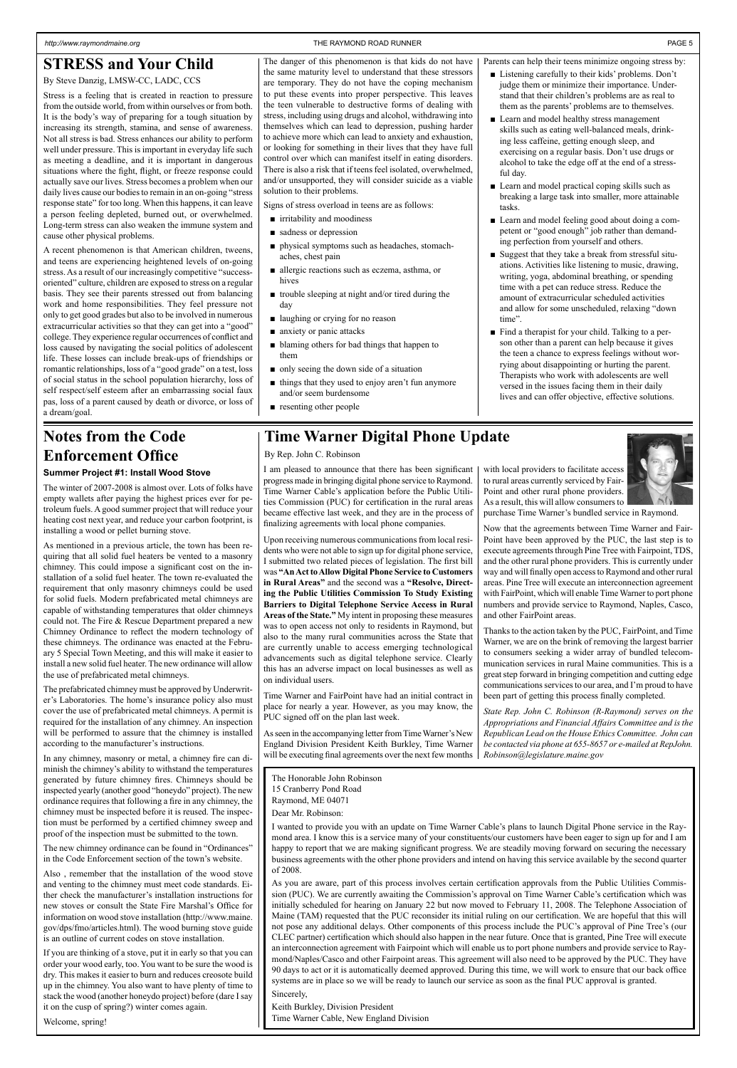# STRESS and Your Child

By Steve Danzig, LMSW-CC, LADC, CCS

Stress is a feeling that is created in reaction to pressure from the outside world, from within ourselves or from both. It is the body's way of preparing for a tough situation by increasing its strength, stamina, and sense of awareness. Not all stress is bad. Stress enhances our ability to perform well under pressure. This is important in everyday life such as meeting a deadline, and it is important in dangerous situations where the fight, flight, or freeze response could actually save our lives. Stress becomes a problem when our daily lives cause our bodies to remain in an on-going "stress response state" for too long. When this happens, it can leave a person feeling depleted, burned out, or overwhelmed. Long-term stress can also weaken the immune system and cause other physical problems.

A recent phenomenon is that American children, tweens, and teens are experiencing heightened levels of on-going stress. As a result of our increasingly competitive "success-oriented" culture, children are exposed to stress on a regular basis. They see their parents stressed out from balancing work and home responsibilities. They feel pressure not only to get good grades but also to be involved in numerous extracurricular activities so that they can get into a "good" college. They experience regular occurrences of conflict and loss caused by navigating the social politics of adolescent life. These losses can include break-ups of friendships or romantic relationships, loss of a "good grade" on a test, loss of social status in the school population hierarchy, loss of self respect/self esteem after an embarrassing social faux pas, loss of a parent caused by death or divorce, or loss of a dream/goal.

The danger of this phenomenon is that kids do not have the same maturity level to understand that these stressors are temporary. They do not have the coping mechanism to put these events into proper perspective. This leaves the teen vulnerable to destructive forms of dealing with stress, including using drugs and alcohol, withdrawing into themselves which can lead to depression, pushing harder to achieve more which can lead to anxiety and exhaustion, or looking for something in their lives that they have full control over which can manifest itself in eating disorders. There is also a risk that if teens feel isolated, overwhelmed, and/or unsupported, they will consider suicide as a viable solution to their problems.

Signs of stress overload in teens are as follows:

- irritability and moodiness
- sadness or depression
- physical symptoms such as headaches, stomach-aches, chest pain
- allergic reactions such as eczema, asthma, or hives
- trouble sleeping at night and/or tired during the day
- laughing or crying for no reason
- anxiety or panic attacks
- blaming others for bad things that happen to them
- only seeing the down side of a situation
- things that they used to enjoy aren't fun anymore and/or seem burdensome
- resenting other people

Parents can help their teens minimize ongoing stress by:

- Listening carefully to their kids' problems. Don't judge them or minimize their importance. Understand that their children's problems are as real to them as the parents' problems are to themselves.
- Learn and model healthy stress management skills such as eating well-balanced meals, drinking less caffeine, getting enough sleep, and exercising on a regular basis. Don't use drugs or alcohol to take the edge off at the end of a stressful day.
- Learn and model practical coping skills such as breaking a large task into smaller, more attainable tasks.
- Learn and model feeling good about doing a competent or "good enough" job rather than demanding perfection from yourself and others.
- Suggest that they take a break from stressful situations. Activities like listening to music, drawing, writing, yoga, abdominal breathing, or spending time with a pet can reduce stress. Reduce the amount of extracurricular scheduled activities and allow for some unscheduled, relaxing "down time".
- Find a therapist for your child. Talking to a person other than a parent can help because it gives the teen a chance to express feelings without worrying about disappointing or hurting the parent. Therapists who work with adolescents are well versed in the issues facing them in their daily lives and can offer objective, effective solutions.

# Notes from the Code Enforcement Office

### Summer Project #1: Install Wood Stove

The winter of 2007-2008 is almost over. Lots of folks have empty wallets after paying the highest prices ever for petroleum fuels. A good summer project that will reduce your heating cost next year, and reduce your carbon footprint, is installing a wood or pellet burning stove.

As mentioned in a previous article, the town has been requiring that all solid fuel heaters be vented to a masonry chimney. This could impose a significant cost on the installation of a solid fuel heater. The town re-evaluated the requirement that only masonry chimneys could be used for solid fuels. Modern prefabricated metal chimneys are capable of withstanding temperatures that older chimneys could not. The Fire & Rescue Department prepared a new Chimney Ordinance to reflect the modern technology of these chimneys. The ordinance was enacted at the February 5 Special Town Meeting, and this will make it easier to install a new solid fuel heater. The new ordinance will allow the use of prefabricated metal chimneys.

The prefabricated chimney must be approved by Underwriter's Laboratories. The home's insurance policy also must cover the use of prefabricated metal chimneys. A permit is required for the installation of any chimney. An inspection will be performed to assure that the chimney is installed according to the manufacturer's instructions.

In any chimney, masonry or metal, a chimney fire can diminish the chimney's ability to withstand the temperatures generated by future chimney fires. Chimneys should be inspected yearly (another good "honeydo" project). The new ordinance requires that following a fire in any chimney, the chimney must be inspected before it is reused. The inspection must be performed by a certified chimney sweep and proof of the inspection must be submitted to the town.

The new chimney ordinance can be found in "Ordinances" in the Code Enforcement section of the town's website.

Also , remember that the installation of the wood stove and venting to the chimney must meet code standards. Either check the manufacturer's installation instructions for new stoves or consult the State Fire Marshal's Office for information on wood stove installation (http://www.maine.gov/dps/fmo/articles.html). The wood burning stove guide is an outline of current codes on stove installation.

If you are thinking of a stove, put it in early so that you can order your wood early, too. You want to be sure the wood is dry. This makes it easier to burn and reduces creosote build up in the chimney. You also want to have plenty of time to stack the wood (another honeydo project) before (dare I say it on the cusp of spring?) winter comes again.

Welcome, spring!

# Time Warner Digital Phone Update

By Rep. John C. Robinson

I am pleased to announce that there has been significant progress made in bringing digital phone service to Raymond. Time Warner Cable's application before the Public Utilities Commission (PUC) for certification in the rural areas became effective last week, and they are in the process of finalizing agreements with local phone companies.

Upon receiving numerous communications from local residents who were not able to sign up for digital phone service, I submitted two related pieces of legislation. The first bill was **"An Act to Allow Digital Phone Service to Customers in Rural Areas"** and the second was a **"Resolve, Directing the Public Utilities Commission To Study Existing Barriers to Digital Telephone Service Access in Rural Areas of the State."** My intent in proposing these measures was to open access not only to residents in Raymond, but also to the many rural communities across the State that are currently unable to access emerging technological advancements such as digital telephone service. Clearly this has an adverse impact on local businesses as well as on individual users.

Time Warner and FairPoint have had an initial contract in place for nearly a year. However, as you may know, the PUC signed off on the plan last week.

As seen in the accompanying letter from Time Warner's New England Division President Keith Burkley, Time Warner will be executing final agreements over the next few months with local providers to facilitate access to rural areas currently serviced by FairPoint and other rural phone providers. As a result, this will allow consumers to purchase Time Warner's bundled service in Raymond.

Now that the agreements between Time Warner and FairPoint have been approved by the PUC, the last step is to execute agreements through Pine Tree with Fairpoint, TDS, and the other rural phone providers. This is currently under way and will finally open access to Raymond and other rural areas. Pine Tree will execute an interconnection agreement with FairPoint, which will enable Time Warner to port phone numbers and provide service to Raymond, Naples, Casco, and other FairPoint areas.

Thanks to the action taken by the PUC, FairPoint, and Time Warner, we are on the brink of removing the largest barrier to consumers seeking a wider array of bundled telecommunication services in rural Maine communities. This is a great step forward in bringing competition and cutting edge communications services to our area, and I'm proud to have been part of getting this process finally completed.

*State Rep. John C. Robinson (R-Raymond) serves on the Appropriations and Financial Affairs Committee and is the Republican Lead on the House Ethics Committee. John can be contacted via phone at 655-8657 or e-mailed at RepJohn.Robinson@legislature.maine.gov*

The Honorable John Robinson
15 Cranberry Pond Road
Raymond, ME 04071

Dear Mr. Robinson:

I wanted to provide you with an update on Time Warner Cable's plans to launch Digital Phone service in the Raymond area. I know this is a service many of your constituents/our customers have been eager to sign up for and I am happy to report that we are making significant progress. We are steadily moving forward on securing the necessary business agreements with the other phone providers and intend on having this service available by the second quarter of 2008.

As you are aware, part of this process involves certain certification approvals from the Public Utilities Commission (PUC). We are currently awaiting the Commission's approval on Time Warner Cable's certification which was initially scheduled for hearing on January 22 but now moved to February 11, 2008. The Telephone Association of Maine (TAM) requested that the PUC reconsider its initial ruling on our certification. We are hopeful that this will not pose any additional delays. Other components of this process include the PUC's approval of Pine Tree's (our CLEC partner) certification which should also happen in the near future. Once that is granted, Pine Tree will execute an interconnection agreement with Fairpoint which will enable us to port phone numbers and provide service to Raymond/Naples/Casco and other Fairpoint areas. This agreement will also need to be approved by the PUC. They have 90 days to act or it is automatically deemed approved. During this time, we will work to ensure that our back office systems are in place so we will be ready to launch our service as soon as the final PUC approval is granted.

Sincerely,

Keith Burkley, Division President
Time Warner Cable, New England Division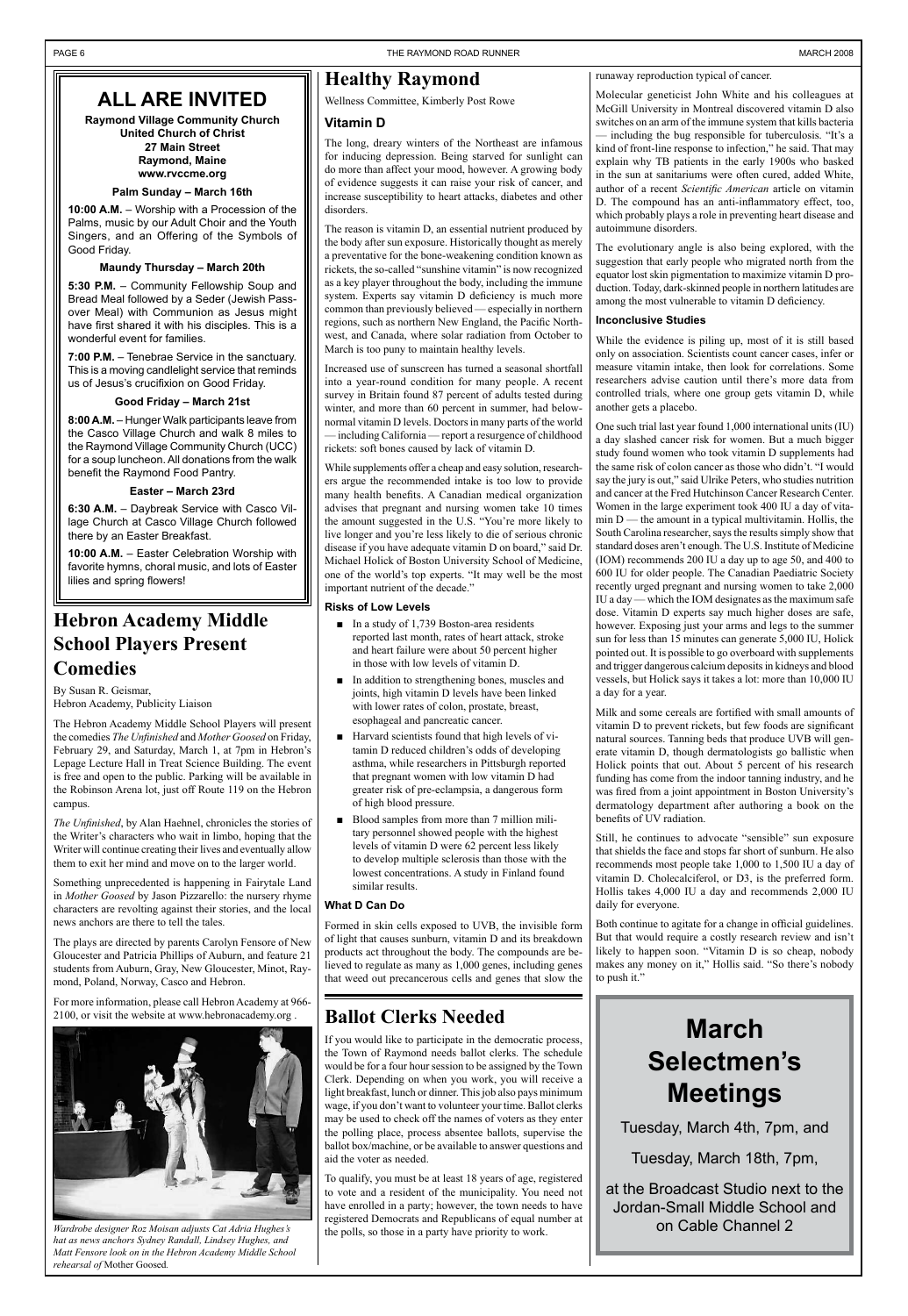# ALL ARE INVITED

**Raymond Village Community Church**
**United Church of Christ**
**27 Main Street**
**Raymond, Maine**
**www.rvccme.org**

**Palm Sunday – March 16th**

**10:00 A.M.** – Worship with a Procession of the Palms, music by our Adult Choir and the Youth Singers, and an Offering of the Symbols of Good Friday.

**Maundy Thursday – March 20th**

**5:30 P.M.** – Community Fellowship Soup and Bread Meal followed by a Seder (Jewish Passover Meal) with Communion as Jesus might have first shared it with his disciples. This is a wonderful event for families.

**7:00 P.M.** – Tenebrae Service in the sanctuary. This is a moving candlelight service that reminds us of Jesus's crucifixion on Good Friday.

**Good Friday – March 21st**

**8:00 A.M.** – Hunger Walk participants leave from the Casco Village Church and walk 8 miles to the Raymond Village Community Church (UCC) for a soup luncheon. All donations from the walk benefit the Raymond Food Pantry.

**Easter – March 23rd**

**6:30 A.M.** – Daybreak Service with Casco Village Church at Casco Village Church followed there by an Easter Breakfast.

**10:00 A.M.** – Easter Celebration Worship with favorite hymns, choral music, and lots of Easter lilies and spring flowers!

# Hebron Academy Middle School Players Present Comedies

By Susan R. Geismar,
Hebron Academy, Publicity Liaison

The Hebron Academy Middle School Players will present the comedies *The Unfinished* and *Mother Goosed* on Friday, February 29, and Saturday, March 1, at 7pm in Hebron's Lepage Lecture Hall in Treat Science Building. The event is free and open to the public. Parking will be available in the Robinson Arena lot, just off Route 119 on the Hebron campus.

*The Unfinished*, by Alan Haehnel, chronicles the stories of the Writer's characters who wait in limbo, hoping that the Writer will continue creating their lives and eventually allow them to exit her mind and move on to the larger world.

Something unprecedented is happening in Fairytale Land in *Mother Goosed* by Jason Pizzarello: the nursery rhyme characters are revolting against their stories, and the local news anchors are there to tell the tales.

The plays are directed by parents Carolyn Fensore of New Gloucester and Patricia Phillips of Auburn, and feature 21 students from Auburn, Gray, New Gloucester, Minot, Raymond, Poland, Norway, Casco and Hebron.

For more information, please call Hebron Academy at 966-2100, or visit the website at www.hebronacademy.org .

*Wardrobe designer Roz Moisan adjusts Cat Adria Hughes's hat as news anchors Sydney Randall, Lindsey Hughes, and Matt Fensore look on in the Hebron Academy Middle School rehearsal of* Mother Goosed*.*

# Healthy Raymond

Wellness Committee, Kimberly Post Rowe

### Vitamin D

The long, dreary winters of the Northeast are infamous for inducing depression. Being starved for sunlight can do more than affect your mood, however. A growing body of evidence suggests it can raise your risk of cancer, and increase susceptibility to heart attacks, diabetes and other disorders.

The reason is vitamin D, an essential nutrient produced by the body after sun exposure. Historically thought as merely a preventative for the bone-weakening condition known as rickets, the so-called "sunshine vitamin" is now recognized as a key player throughout the body, including the immune system. Experts say vitamin D deficiency is much more common than previously believed — especially in northern regions, such as northern New England, the Pacific Northwest, and Canada, where solar radiation from October to March is too puny to maintain healthy levels.

Increased use of sunscreen has turned a seasonal shortfall into a year-round condition for many people. A recent survey in Britain found 87 percent of adults tested during winter, and more than 60 percent in summer, had below-normal vitamin D levels. Doctors in many parts of the world — including California — report a resurgence of childhood rickets: soft bones caused by lack of vitamin D.

While supplements offer a cheap and easy solution, researchers argue the recommended intake is too low to provide many health benefits. A Canadian medical organization advises that pregnant and nursing women take 10 times the amount suggested in the U.S. "You're more likely to live longer and you're less likely to die of serious chronic disease if you have adequate vitamin D on board," said Dr. Michael Holick of Boston University School of Medicine, one of the world's top experts. "It may well be the most important nutrient of the decade."

### Risks of Low Levels

- In a study of 1,739 Boston-area residents reported last month, rates of heart attack, stroke and heart failure were about 50 percent higher in those with low levels of vitamin D.
- In addition to strengthening bones, muscles and joints, high vitamin D levels have been linked with lower rates of colon, prostate, breast, esophageal and pancreatic cancer.
- Harvard scientists found that high levels of vitamin D reduced children's odds of developing asthma, while researchers in Pittsburgh reported that pregnant women with low vitamin D had greater risk of pre-eclampsia, a dangerous form of high blood pressure.
- Blood samples from more than 7 million military personnel showed people with the highest levels of vitamin D were 62 percent less likely to develop multiple sclerosis than those with the lowest concentrations. A study in Finland found similar results.

### What D Can Do

Formed in skin cells exposed to UVB, the invisible form of light that causes sunburn, vitamin D and its breakdown products act throughout the body. The compounds are believed to regulate as many as 1,000 genes, including genes that weed out precancerous cells and genes that slow the runaway reproduction typical of cancer.

Molecular geneticist John White and his colleagues at McGill University in Montreal discovered vitamin D also switches on an arm of the immune system that kills bacteria — including the bug responsible for tuberculosis. "It's a kind of front-line response to infection," he said. That may explain why TB patients in the early 1900s who basked in the sun at sanitariums were often cured, added White, author of a recent *Scientific American* article on vitamin D. The compound has an anti-inflammatory effect, too, which probably plays a role in preventing heart disease and autoimmune disorders.

The evolutionary angle is also being explored, with the suggestion that early people who migrated north from the equator lost skin pigmentation to maximize vitamin D production. Today, dark-skinned people in northern latitudes are among the most vulnerable to vitamin D deficiency.

### Inconclusive Studies

While the evidence is piling up, most of it is still based only on association. Scientists count cancer cases, infer or measure vitamin intake, then look for correlations. Some researchers advise caution until there's more data from controlled trials, where one group gets vitamin D, while another gets a placebo.

One such trial last year found 1,000 international units (IU) a day slashed cancer risk for women. But a much bigger study found women who took vitamin D supplements had the same risk of colon cancer as those who didn't. "I would say the jury is out," said Ulrike Peters, who studies nutrition and cancer at the Fred Hutchinson Cancer Research Center. Women in the large experiment took 400 IU a day of vitamin D — the amount in a typical multivitamin. Hollis, the South Carolina researcher, says the results simply show that standard doses aren't enough. The U.S. Institute of Medicine (IOM) recommends 200 IU a day up to age 50, and 400 to 600 IU for older people. The Canadian Paediatric Society recently urged pregnant and nursing women to take 2,000 IU a day — which the IOM designates as the maximum safe dose. Vitamin D experts say much higher doses are safe, however. Exposing just your arms and legs to the summer sun for less than 15 minutes can generate 5,000 IU, Holick pointed out. It is possible to go overboard with supplements and trigger dangerous calcium deposits in kidneys and blood vessels, but Holick says it takes a lot: more than 10,000 IU a day for a year.

Milk and some cereals are fortified with small amounts of vitamin D to prevent rickets, but few foods are significant natural sources. Tanning beds that produce UVB will generate vitamin D, though dermatologists go ballistic when Holick points that out. About 5 percent of his research funding has come from the indoor tanning industry, and he was fired from a joint appointment in Boston University's dermatology department after authoring a book on the benefits of UV radiation.

Still, he continues to advocate "sensible" sun exposure that shields the face and stops far short of sunburn. He also recommends most people take 1,000 to 1,500 IU a day of vitamin D. Cholecalciferol, or D3, is the preferred form. Hollis takes 4,000 IU a day and recommends 2,000 IU daily for everyone.

Both continue to agitate for a change in official guidelines. But that would require a costly research review and isn't likely to happen soon. "Vitamin D is so cheap, nobody makes any money on it," Hollis said. "So there's nobody to push it."

# Ballot Clerks Needed

If you would like to participate in the democratic process, the Town of Raymond needs ballot clerks. The schedule would be for a four hour session to be assigned by the Town Clerk. Depending on when you work, you will receive a light breakfast, lunch or dinner. This job also pays minimum wage, if you don't want to volunteer your time. Ballot clerks may be used to check off the names of voters as they enter the polling place, process absentee ballots, supervise the ballot box/machine, or be available to answer questions and aid the voter as needed.

To qualify, you must be at least 18 years of age, registered to vote and a resident of the municipality. You need not have enrolled in a party; however, the town needs to have registered Democrats and Republicans of equal number at the polls, so those in a party have priority to work.

# March Selectmen's Meetings

Tuesday, March 4th, 7pm, and

Tuesday, March 18th, 7pm,

at the Broadcast Studio next to the Jordan-Small Middle School and on Cable Channel 2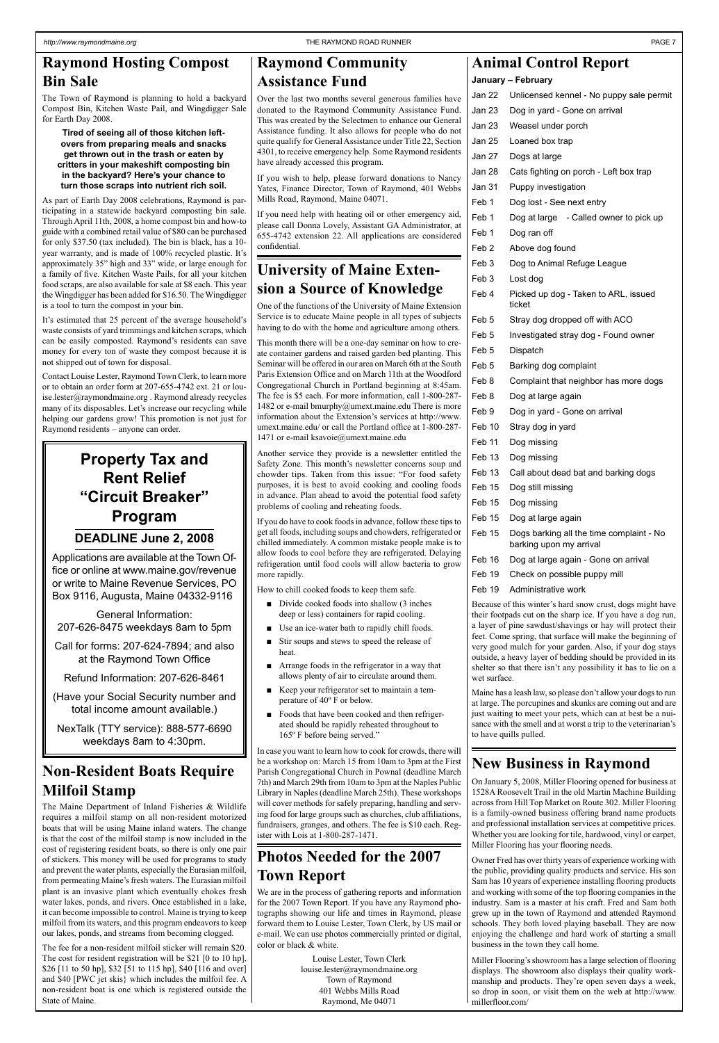## Raymond Hosting Compost Bin Sale

The Town of Raymond is planning to hold a backyard Compost Bin, Kitchen Waste Pail, and Wingdigger Sale for Earth Day 2008.

**Tired of seeing all of those kitchen leftovers from preparing meals and snacks get thrown out in the trash or eaten by critters in your makeshift composting bin in the backyard? Here's your chance to turn those scraps into nutrient rich soil.**

As part of Earth Day 2008 celebrations, Raymond is participating in a statewide backyard composting bin sale. Through April 11th, 2008, a home compost bin and how-to guide with a combined retail value of $80 can be purchased for only $37.50 (tax included). The bin is black, has a 10-year warranty, and is made of 100% recycled plastic. It's approximately 35" high and 33" wide, or large enough for a family of five. Kitchen Waste Pails, for all your kitchen food scraps, are also available for sale at $8 each. This year the Wingdigger has been added for $16.50. The Wingdigger is a tool to turn the compost in your bin.

It's estimated that 25 percent of the average household's waste consists of yard trimmings and kitchen scraps, which can be easily composted. Raymond's residents can save money for every ton of waste they compost because it is not shipped out of town for disposal.

Contact Louise Lester, Raymond Town Clerk, to learn more or to obtain an order form at 207-655-4742 ext. 21 or louise.lester@raymondmaine.org . Raymond already recycles many of its disposables. Let's increase our recycling while helping our gardens grow! This promotion is not just for Raymond residents – anyone can order.

## Property Tax and Rent Relief "Circuit Breaker" Program

### DEADLINE June 2, 2008

Applications are available at the Town Office or online at www.maine.gov/revenue or write to Maine Revenue Services, PO Box 9116, Augusta, Maine 04332-9116

General Information:
207-626-8475 weekdays 8am to 5pm

Call for forms: 207-624-7894; and also at the Raymond Town Office

Refund Information: 207-626-8461

(Have your Social Security number and total income amount available.)

NexTalk (TTY service): 888-577-6690 weekdays 8am to 4:30pm.

## Non-Resident Boats Require Milfoil Stamp

The Maine Department of Inland Fisheries & Wildlife requires a milfoil stamp on all non-resident motorized boats that will be using Maine inland waters. The change is that the cost of the milfoil stamp is now included in the cost of registering resident boats, so there is only one pair of stickers. This money will be used for programs to study and prevent the water plants, especially the Eurasian milfoil, from permeating Maine's fresh waters. The Eurasian milfoil plant is an invasive plant which eventually chokes fresh water lakes, ponds, and rivers. Once established in a lake, it can become impossible to control. Maine is trying to keep milfoil from its waters, and this program endeavors to keep our lakes, ponds, and streams from becoming clogged.

The fee for a non-resident milfoil sticker will remain $20. The cost for resident registration will be $21 [0 to 10 hp], $26 [11 to 50 hp], $32 [51 to 115 hp], $40 [116 and over] and $40 [PWC jet skis} which includes the milfoil fee. A non-resident boat is one which is registered outside the State of Maine.

## Raymond Community Assistance Fund

Over the last two months several generous families have donated to the Raymond Community Assistance Fund. This was created by the Selectmen to enhance our General Assistance funding. It also allows for people who do not quite qualify for General Assistance under Title 22, Section 4301, to receive emergency help. Some Raymond residents have already accessed this program.

If you wish to help, please forward donations to Nancy Yates, Finance Director, Town of Raymond, 401 Webbs Mills Road, Raymond, Maine 04071.

If you need help with heating oil or other emergency aid, please call Donna Lovely, Assistant GA Administrator, at 655-4742 extension 22. All applications are considered confidential.

## University of Maine Extension a Source of Knowledge

One of the functions of the University of Maine Extension Service is to educate Maine people in all types of subjects having to do with the home and agriculture among others.

This month there will be a one-day seminar on how to create container gardens and raised garden bed planting. This Seminar will be offered in our area on March 6th at the South Paris Extension Office and on March 11th at the Woodford Congregational Church in Portland beginning at 8:45am. The fee is $5 each. For more information, call 1-800-287-1482 or e-mail bmurphy@umext.maine.edu There is more information about the Extension's services at http://www.umext.maine.edu/ or call the Portland office at 1-800-287-1471 or e-mail ksavoie@umext.maine.edu

Another service they provide is a newsletter entitled the Safety Zone. This month's newsletter concerns soup and chowder tips. Taken from this issue: "For food safety purposes, it is best to avoid cooking and cooling foods in advance. Plan ahead to avoid the potential food safety problems of cooling and reheating foods.

If you do have to cook foods in advance, follow these tips to get all foods, including soups and chowders, refrigerated or chilled immediately. A common mistake people make is to allow foods to cool before they are refrigerated. Delaying refrigeration until food cools will allow bacteria to grow more rapidly.

How to chill cooked foods to keep them safe.

- Divide cooked foods into shallow (3 inches deep or less) containers for rapid cooling.
- Use an ice-water bath to rapidly chill foods.
- Stir soups and stews to speed the release of heat.
- Arrange foods in the refrigerator in a way that allows plenty of air to circulate around them.
- Keep your refrigerator set to maintain a temperature of 40º F or below.
- Foods that have been cooked and then refrigerated should be rapidly reheated throughout to 165º F before being served."

In case you want to learn how to cook for crowds, there will be a workshop on: March 15 from 10am to 3pm at the First Parish Congregational Church in Pownal (deadline March 7th) and March 29th from 10am to 3pm at the Naples Public Library in Naples (deadline March 25th). These workshops will cover methods for safely preparing, handling and serving food for large groups such as churches, club affiliations, fundraisers, granges, and others. The fee is $10 each. Register with Lois at 1-800-287-1471.

## Photos Needed for the 2007 Town Report

We are in the process of gathering reports and information for the 2007 Town Report. If you have any Raymond photographs showing our life and times in Raymond, please forward them to Louise Lester, Town Clerk, by US mail or e-mail. We can use photos commercially printed or digital, color or black & white.

Louise Lester, Town Clerk
louise.lester@raymondmaine.org
Town of Raymond
401 Webbs Mills Road
Raymond, Me 04071

## Animal Control Report

**January – February**

| | |
|---|---|
| Jan 22 | Unlicensed kennel - No puppy sale permit |
| Jan 23 | Dog in yard - Gone on arrival |
| Jan 23 | Weasel under porch |
| Jan 25 | Loaned box trap |
| Jan 27 | Dogs at large |
| Jan 28 | Cats fighting on porch - Left box trap |
| Jan 31 | Puppy investigation |
| Feb 1 | Dog lost - See next entry |
| Feb 1 | Dog at large - Called owner to pick up |
| Feb 1 | Dog ran off |
| Feb 2 | Above dog found |
| Feb 3 | Dog to Animal Refuge League |
| Feb 3 | Lost dog |
| Feb 4 | Picked up dog - Taken to ARL, issued ticket |
| Feb 5 | Stray dog dropped off with ACO |
| Feb 5 | Investigated stray dog - Found owner |
| Feb 5 | Dispatch |
| Feb 5 | Barking dog complaint |
| Feb 8 | Complaint that neighbor has more dogs |
| Feb 8 | Dog at large again |
| Feb 9 | Dog in yard - Gone on arrival |
| Feb 10 | Stray dog in yard |
| Feb 11 | Dog missing |
| Feb 13 | Dog missing |
| Feb 13 | Call about dead bat and barking dogs |
| Feb 15 | Dog still missing |
| Feb 15 | Dog missing |
| Feb 15 | Dog at large again |
| Feb 15 | Dogs barking all the time complaint - No barking upon my arrival |
| Feb 16 | Dog at large again - Gone on arrival |
| Feb 19 | Check on possible puppy mill |
| Feb 19 | Administrative work |

Because of this winter's hard snow crust, dogs might have their footpads cut on the sharp ice. If you have a dog run, a layer of pine sawdust/shavings or hay will protect their feet. Come spring, that surface will make the beginning of very good mulch for your garden. Also, if your dog stays outside, a heavy layer of bedding should be provided in its shelter so that there isn't any possibility it has to lie on a wet surface.

Maine has a leash law, so please don't allow your dogs to run at large. The porcupines and skunks are coming out and are just waiting to meet your pets, which can at best be a nuisance with the smell and at worst a trip to the veterinarian's to have quills pulled.

## New Business in Raymond

On January 5, 2008, Miller Flooring opened for business at 1528A Roosevelt Trail in the old Martin Machine Building across from Hill Top Market on Route 302. Miller Flooring is a family-owned business offering brand name products and professional installation services at competitive prices. Whether you are looking for tile, hardwood, vinyl or carpet, Miller Flooring has your flooring needs.

Owner Fred has over thirty years of experience working with the public, providing quality products and service. His son Sam has 10 years of experience installing flooring products and working with some of the top flooring companies in the industry. Sam is a master at his craft. Fred and Sam both grew up in the town of Raymond and attended Raymond schools. They both loved playing baseball. They are now enjoying the challenge and hard work of starting a small business in the town they call home.

Miller Flooring's showroom has a large selection of flooring displays. The showroom also displays their quality workmanship and products. They're open seven days a week, so drop in soon, or visit them on the web at http://www.millerfloor.com/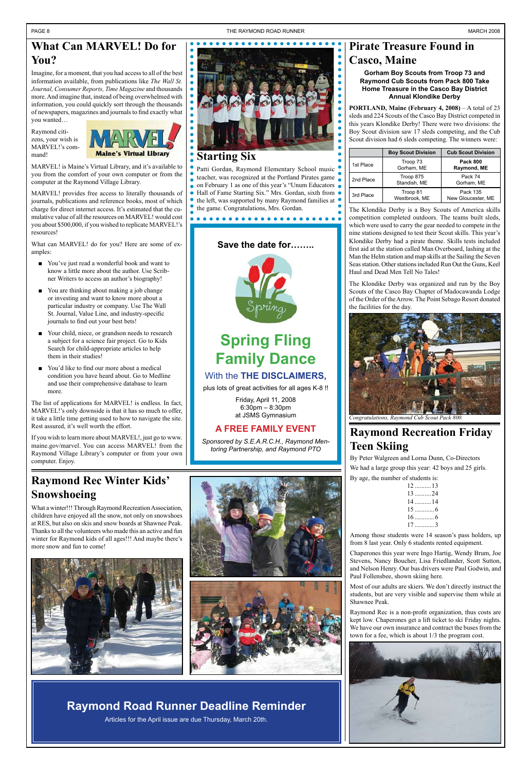## What Can MARVEL! Do for You?

Imagine, for a moment, that you had access to all of the best information available, from publications like *The Wall St. Journal, Consumer Reports, Time Magazine* and thousands more. And imagine that, instead of being overwhelmed with information, you could quickly sort through the thousands of newspapers, magazines and journals to find exactly what you wanted…

Raymond citizens, your wish is MARVEL!'s command!

MARVEL! Maine's Virtual Library

MARVEL! is Maine's Virtual Library, and it's available to you from the comfort of your own computer or from the computer at the Raymond Village Library.

MARVEL! provides free access to literally thousands of journals, publications and reference books, most of which charge for direct internet access. It's estimated that the cumulative value of all the resources on MARVEL! would cost you about $500,000, if you wished to replicate MARVEL!'s resources!

What can MARVEL! do for you? Here are some of examples:

- You've just read a wonderful book and want to know a little more about the author. Use Scribner Writers to access an author's biography!
- You are thinking about making a job change or investing and want to know more about a particular industry or company. Use The Wall St. Journal, Value Line, and industry-specific journals to find out your best bets!
- Your child, niece, or grandson needs to research a subject for a science fair project. Go to Kids Search for child-appropriate articles to help them in their studies!
- You'd like to find our more about a medical condition you have heard about. Go to Medline and use their comprehensive database to learn more.

The list of applications for MARVEL! is endless. In fact, MARVEL!'s only downside is that it has so much to offer, it take a little time getting used to how to navigate the site. Rest assured, it's well worth the effort.

If you wish to learn more about MARVEL!, just go to www.maine.gov/marvel. You can access MARVEL! from the Raymond Village Library's computer or from your own computer. Enjoy.

## Starting Six

Patti Gordan, Raymond Elementary School music teacher, was recognized at the Portland Pirates game on February 1 as one of this year's "Unum Educators Hall of Fame Starting Six." Mrs. Gordan, sixth from the left, was supported by many Raymond families at the game. Congratulations, Mrs. Gordan.

**Save the date for……..**

Spring

# Spring Fling Family Dance

With the **THE DISCLAIMERS,**

plus lots of great activities for all ages K-8 !!

Friday, April 11, 2008
6:30pm – 8:30pm
at JSMS Gymnasium

**A FREE FAMILY EVENT**

*Sponsored by S.E.A.R.C.H., Raymond Mentoring Partnership, and Raymond PTO*

## Pirate Treasure Found in Casco, Maine

**Gorham Boy Scouts from Troop 73 and Raymond Cub Scouts from Pack 800 Take Home Treasure in the Casco Bay District Annual Klondike Derby**

**PORTLAND, Maine (February 4, 2008)** – A total of 23 sleds and 224 Scouts of the Casco Bay District competed in this years Klondike Derby! There were two divisions: the Boy Scout division saw 17 sleds competing, and the Cub Scout division had 6 sleds competing. The winners were:

| | Boy Scout Division | Cub Scout Division |
|---|---|---|
| 1st Place | Troop 73 Gorham, ME | **Pack 800 Raymond, ME** |
| 2nd Place | Troop 875 Standish, ME | Pack 74 Gorham, ME |
| 3rd Place | Troop 81 Westbrook, ME | Pack 135 New Gloucester, ME |

The Klondike Derby is a Boy Scouts of America skills competition completed outdoors. The teams built sleds, which were used to carry the gear needed to complete in the nine stations designed to test their Scout skills. This year's Klondike Derby had a pirate theme. Skills tests included first aid at the station called Man Overboard, lashing at the Man the Helm station and map skills at the Sailing the Seven Seas station. Other stations included Run Out the Guns, Keel Haul and Dead Men Tell No Tales!

The Klondike Derby was organized and run by the Boy Scouts of the Casco Bay Chapter of Madocawanda Lodge of the Order of the Arrow. The Point Sebago Resort donated the facilities for the day.

*Congratulations, Raymond Cub Scout Pack 800.*

## Raymond Rec Winter Kids' Snowshoeing

What a winter!!! Through Raymond Recreation Association, children have enjoyed all the snow, not only on snowshoes at RES, but also on skis and snow boards at Shawnee Peak. Thanks to all the volunteers who made this an active and fun winter for Raymond kids of all ages!!! And maybe there's more snow and fun to come!

## Raymond Recreation Friday Teen Skiing

By Peter Walgreen and Lorna Dunn, Co-Directors

We had a large group this year: 42 boys and 25 girls.

By age, the number of students is:

12 .......... 13
13 .......... 24
14 .......... 14
15 ............ 6
16 ............ 6
17 ............ 3

Among those students were 14 season's pass holders, up from 8 last year. Only 6 students rented equipment.

Chaperones this year were Ingo Hartig, Wendy Brum, Joe Stevens, Nancy Boucher, Lisa Friedlander, Scott Sutton, and Nelson Henry. Our bus drivers were Paul Godwin, and Paul Follensbee, shown skiing here.

Most of our adults are skiers. We don't directly instruct the students, but are very visible and supervise them while at Shawnee Peak.

Raymond Rec is a non-profit organization, thus costs are kept low. Chaperones get a lift ticket to ski Friday nights. We have our own insurance and contract the buses from the town for a fee, which is about 1/3 the program cost.

## Raymond Road Runner Deadline Reminder

Articles for the April issue are due Thursday, March 20th.